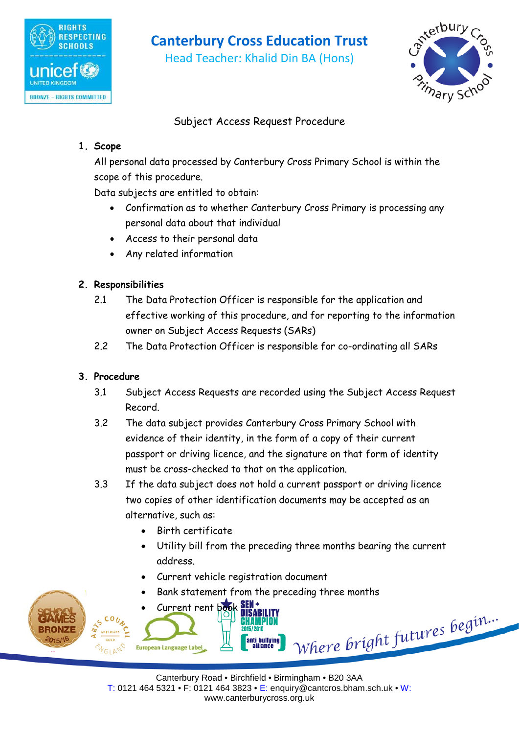# Canterbury Cross Education Trust

Head Teacher: Khalid Din BA (Hons)

## Subject Access Request Procedure

### 1. Scope

All personal data processed by Canterbury Cross Primary School is within the scope of this procedure.

Data subjects are entitled to obtain:

- Confirmation as to whether Canterbury Cross Primary is processing any personal data about that individual
- Access to their personal data
- Any related information

### 2. Responsibilities

2.1 The Data Protection Officer is responsible for the application and effective working of this procedure, and for reporting to the information owner on Subject Access Requests (SARs)

2.2 The Data Protection Officer is responsible for co-ordinating all SARs

### 3. Procedure

3.1 Subject Access Requests are recorded using the Subject Access Request Record.

3.2 The data subject provides Canterbury Cross Primary School with evidence of their identity, in the form of a copy of their current passport or driving licence, and the signature on that form of identity must be cross-checked to that on the application.

3.3 If the data subject does not hold a current passport or driving licence two copies of other identification documents may be accepted as an alternative, such as:

- Birth certificate
- Utility bill from the preceding three months bearing the current address.
- Current vehicle registration document
- Bank statement from the preceding three months
- Current rent book

Where bright futures begin...

Canterbury Road • Birchfield • Birmingham • B20 3AA
T: 0121 464 5321 • F: 0121 464 3823 • E: enquiry@cantcros.bham.sch.uk • W: www.canterburycross.org.uk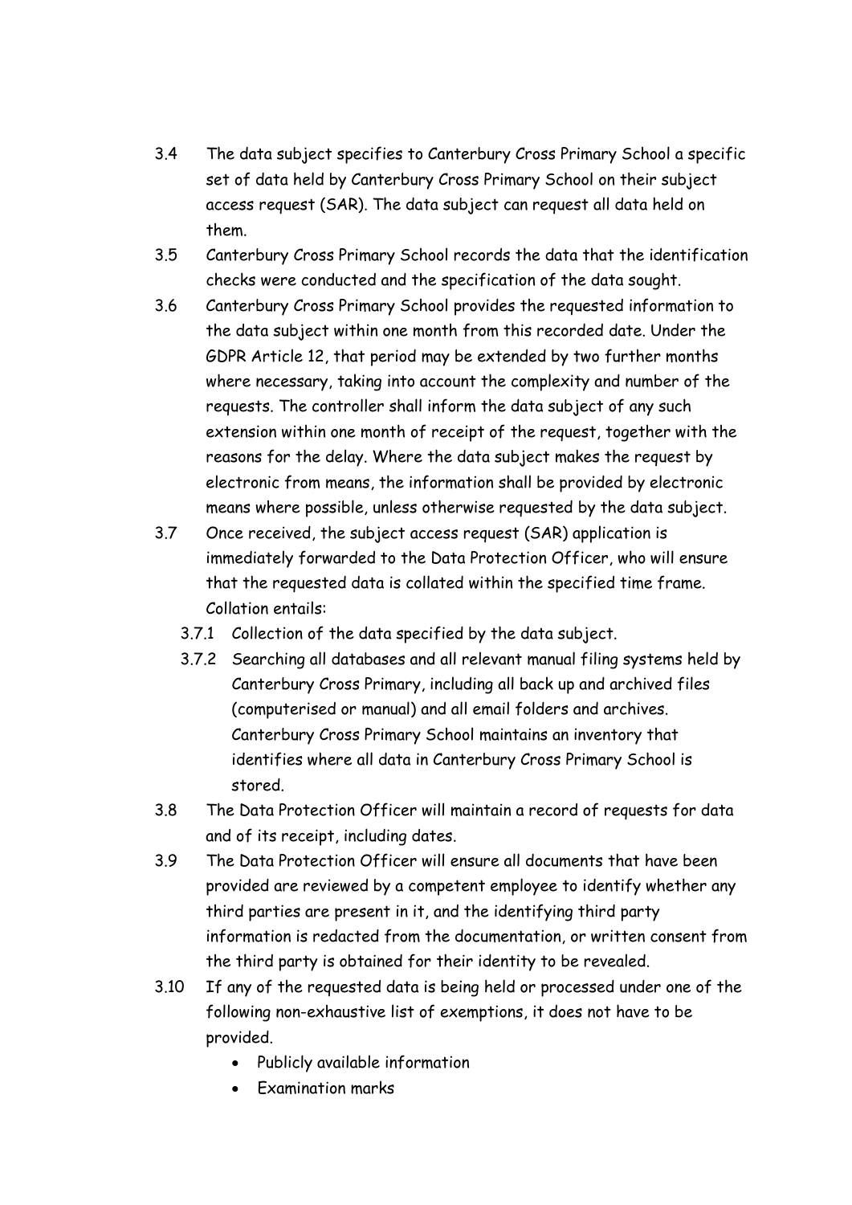3.4 The data subject specifies to Canterbury Cross Primary School a specific set of data held by Canterbury Cross Primary School on their subject access request (SAR). The data subject can request all data held on them.

3.5 Canterbury Cross Primary School records the data that the identification checks were conducted and the specification of the data sought.

3.6 Canterbury Cross Primary School provides the requested information to the data subject within one month from this recorded date. Under the GDPR Article 12, that period may be extended by two further months where necessary, taking into account the complexity and number of the requests. The controller shall inform the data subject of any such extension within one month of receipt of the request, together with the reasons for the delay. Where the data subject makes the request by electronic from means, the information shall be provided by electronic means where possible, unless otherwise requested by the data subject.

3.7 Once received, the subject access request (SAR) application is immediately forwarded to the Data Protection Officer, who will ensure that the requested data is collated within the specified time frame. Collation entails:

  3.7.1 Collection of the data specified by the data subject.

  3.7.2 Searching all databases and all relevant manual filing systems held by Canterbury Cross Primary, including all back up and archived files (computerised or manual) and all email folders and archives. Canterbury Cross Primary School maintains an inventory that identifies where all data in Canterbury Cross Primary School is stored.

3.8 The Data Protection Officer will maintain a record of requests for data and of its receipt, including dates.

3.9 The Data Protection Officer will ensure all documents that have been provided are reviewed by a competent employee to identify whether any third parties are present in it, and the identifying third party information is redacted from the documentation, or written consent from the third party is obtained for their identity to be revealed.

3.10 If any of the requested data is being held or processed under one of the following non-exhaustive list of exemptions, it does not have to be provided.

- Publicly available information
- Examination marks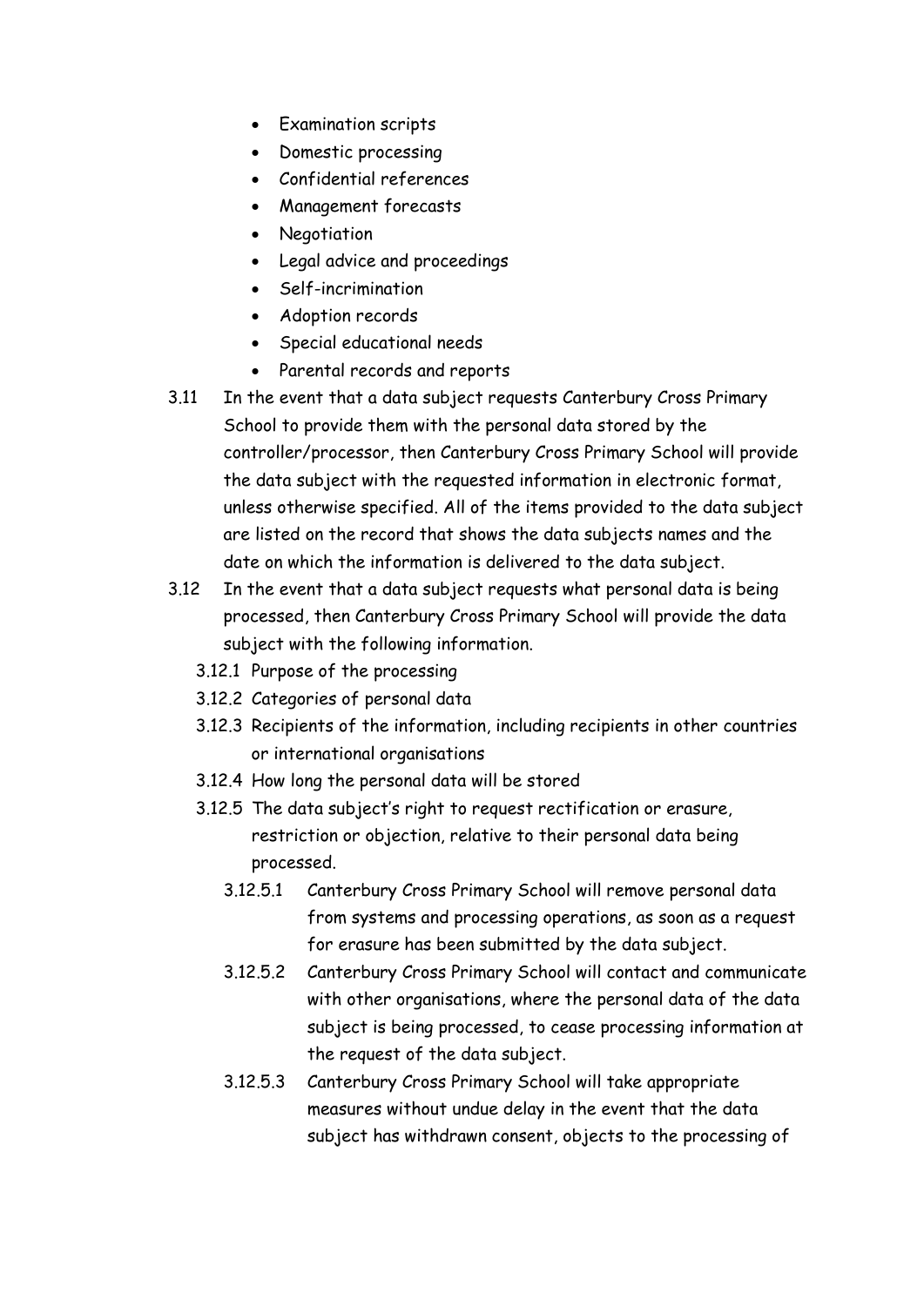- Examination scripts
- Domestic processing
- Confidential references
- Management forecasts
- Negotiation
- Legal advice and proceedings
- Self-incrimination
- Adoption records
- Special educational needs
- Parental records and reports

3.11 In the event that a data subject requests Canterbury Cross Primary School to provide them with the personal data stored by the controller/processor, then Canterbury Cross Primary School will provide the data subject with the requested information in electronic format, unless otherwise specified. All of the items provided to the data subject are listed on the record that shows the data subjects names and the date on which the information is delivered to the data subject.

3.12 In the event that a data subject requests what personal data is being processed, then Canterbury Cross Primary School will provide the data subject with the following information.

3.12.1 Purpose of the processing

3.12.2 Categories of personal data

3.12.3 Recipients of the information, including recipients in other countries or international organisations

3.12.4 How long the personal data will be stored

3.12.5 The data subject's right to request rectification or erasure, restriction or objection, relative to their personal data being processed.

3.12.5.1 Canterbury Cross Primary School will remove personal data from systems and processing operations, as soon as a request for erasure has been submitted by the data subject.

3.12.5.2 Canterbury Cross Primary School will contact and communicate with other organisations, where the personal data of the data subject is being processed, to cease processing information at the request of the data subject.

3.12.5.3 Canterbury Cross Primary School will take appropriate measures without undue delay in the event that the data subject has withdrawn consent, objects to the processing of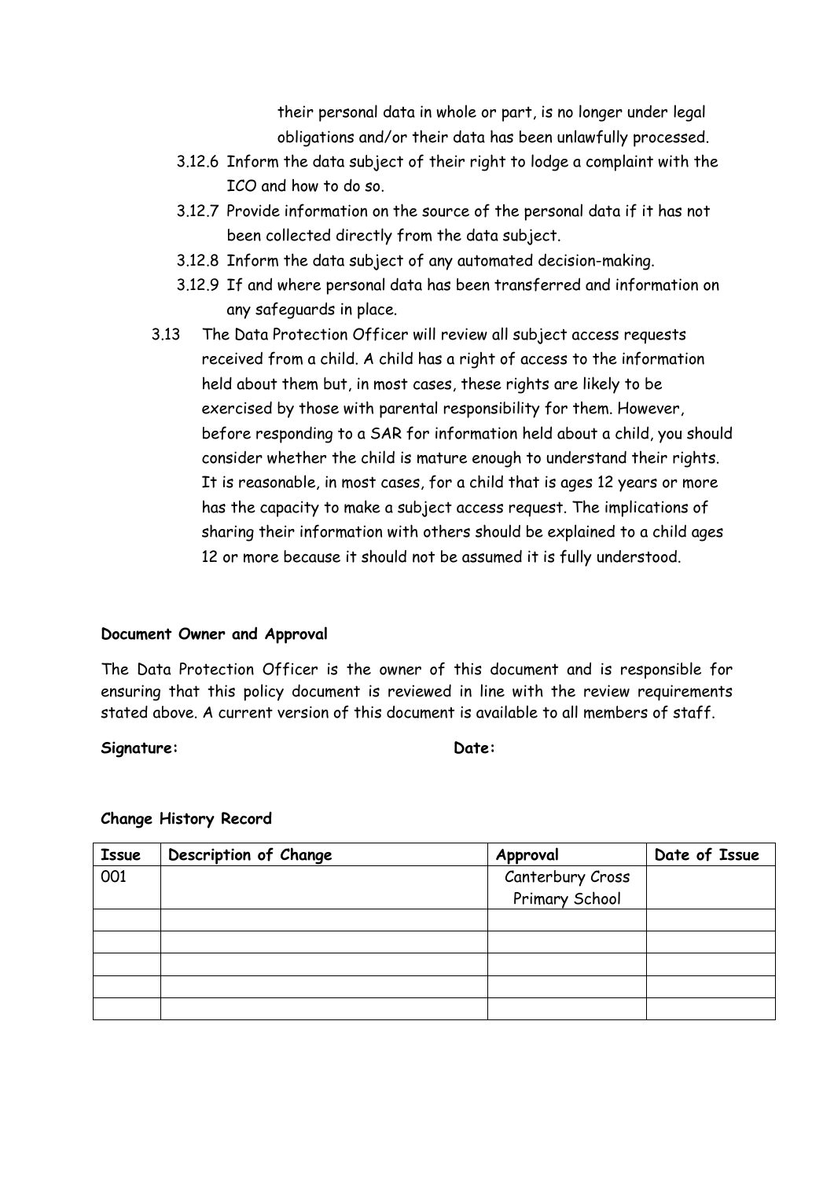their personal data in whole or part, is no longer under legal obligations and/or their data has been unlawfully processed.

3.12.6 Inform the data subject of their right to lodge a complaint with the ICO and how to do so.

3.12.7 Provide information on the source of the personal data if it has not been collected directly from the data subject.

3.12.8 Inform the data subject of any automated decision-making.

3.12.9 If and where personal data has been transferred and information on any safeguards in place.

3.13 The Data Protection Officer will review all subject access requests received from a child. A child has a right of access to the information held about them but, in most cases, these rights are likely to be exercised by those with parental responsibility for them. However, before responding to a SAR for information held about a child, you should consider whether the child is mature enough to understand their rights. It is reasonable, in most cases, for a child that is ages 12 years or more has the capacity to make a subject access request. The implications of sharing their information with others should be explained to a child ages 12 or more because it should not be assumed it is fully understood.

**Document Owner and Approval**

The Data Protection Officer is the owner of this document and is responsible for ensuring that this policy document is reviewed in line with the review requirements stated above. A current version of this document is available to all members of staff.

**Signature:** **Date:**

**Change History Record**

| Issue | Description of Change | Approval | Date of Issue |
|---|---|---|---|
| 001 | | Canterbury Cross Primary School | |
| | | | |
| | | | |
| | | | |
| | | | |
| | | | |